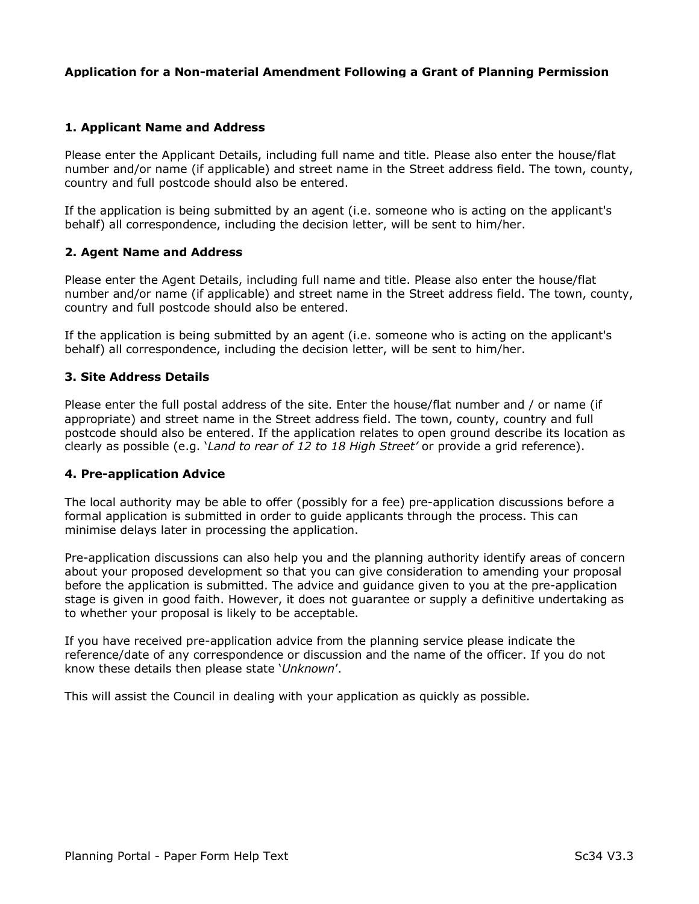# Application for a Non-material Amendment Following a Grant of Planning Permission

## 1. Applicant Name and Address

Please enter the Applicant Details, including full name and title. Please also enter the house/flat number and/or name (if applicable) and street name in the Street address field. The town, county, country and full postcode should also be entered.

If the application is being submitted by an agent (i.e. someone who is acting on the applicant's behalf) all correspondence, including the decision letter, will be sent to him/her.

## 2. Agent Name and Address

Please enter the Agent Details, including full name and title. Please also enter the house/flat number and/or name (if applicable) and street name in the Street address field. The town, county, country and full postcode should also be entered.

If the application is being submitted by an agent (i.e. someone who is acting on the applicant's behalf) all correspondence, including the decision letter, will be sent to him/her.

## 3. Site Address Details

Please enter the full postal address of the site. Enter the house/flat number and / or name (if appropriate) and street name in the Street address field. The town, county, country and full postcode should also be entered. If the application relates to open ground describe its location as clearly as possible (e.g. '*Land to rear of 12 to 18 High Street*' or provide a grid reference).

## 4. Pre-application Advice

The local authority may be able to offer (possibly for a fee) pre-application discussions before a formal application is submitted in order to guide applicants through the process. This can minimise delays later in processing the application.

Pre-application discussions can also help you and the planning authority identify areas of concern about your proposed development so that you can give consideration to amending your proposal before the application is submitted. The advice and guidance given to you at the pre-application stage is given in good faith. However, it does not guarantee or supply a definitive undertaking as to whether your proposal is likely to be acceptable.

If you have received pre-application advice from the planning service please indicate the reference/date of any correspondence or discussion and the name of the officer. If you do not know these details then please state '*Unknown*'.

This will assist the Council in dealing with your application as quickly as possible.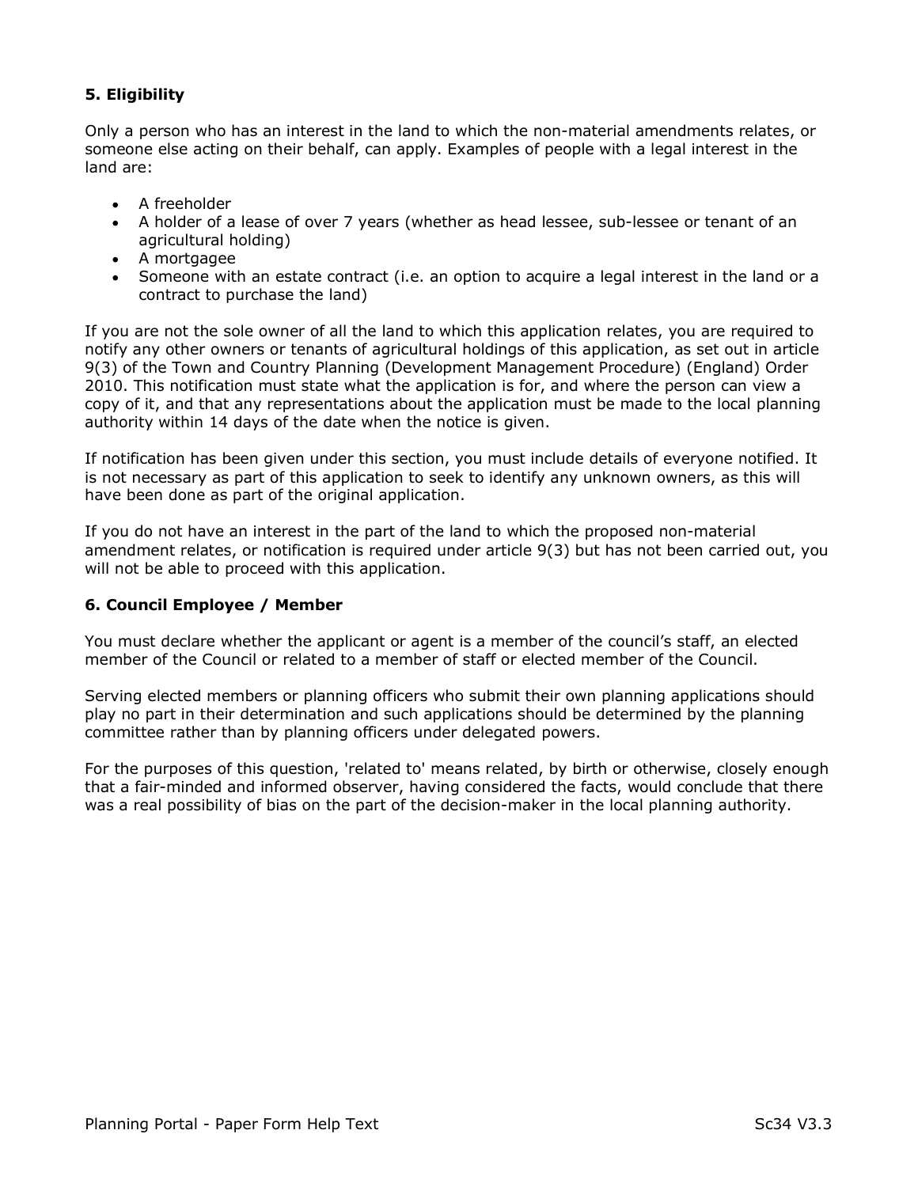### 5. Eligibility

Only a person who has an interest in the land to which the non-material amendments relates, or someone else acting on their behalf, can apply. Examples of people with a legal interest in the land are:

- A freeholder
- A holder of a lease of over 7 years (whether as head lessee, sub-lessee or tenant of an agricultural holding)
- A mortgagee
- Someone with an estate contract (i.e. an option to acquire a legal interest in the land or a contract to purchase the land)

If you are not the sole owner of all the land to which this application relates, you are required to notify any other owners or tenants of agricultural holdings of this application, as set out in article 9(3) of the Town and Country Planning (Development Management Procedure) (England) Order 2010. This notification must state what the application is for, and where the person can view a copy of it, and that any representations about the application must be made to the local planning authority within 14 days of the date when the notice is given.

If notification has been given under this section, you must include details of everyone notified. It is not necessary as part of this application to seek to identify any unknown owners, as this will have been done as part of the original application.

If you do not have an interest in the part of the land to which the proposed non-material amendment relates, or notification is required under article 9(3) but has not been carried out, you will not be able to proceed with this application.

### 6. Council Employee / Member

You must declare whether the applicant or agent is a member of the council's staff, an elected member of the Council or related to a member of staff or elected member of the Council.

Serving elected members or planning officers who submit their own planning applications should play no part in their determination and such applications should be determined by the planning committee rather than by planning officers under delegated powers.

For the purposes of this question, 'related to' means related, by birth or otherwise, closely enough that a fair-minded and informed observer, having considered the facts, would conclude that there was a real possibility of bias on the part of the decision-maker in the local planning authority.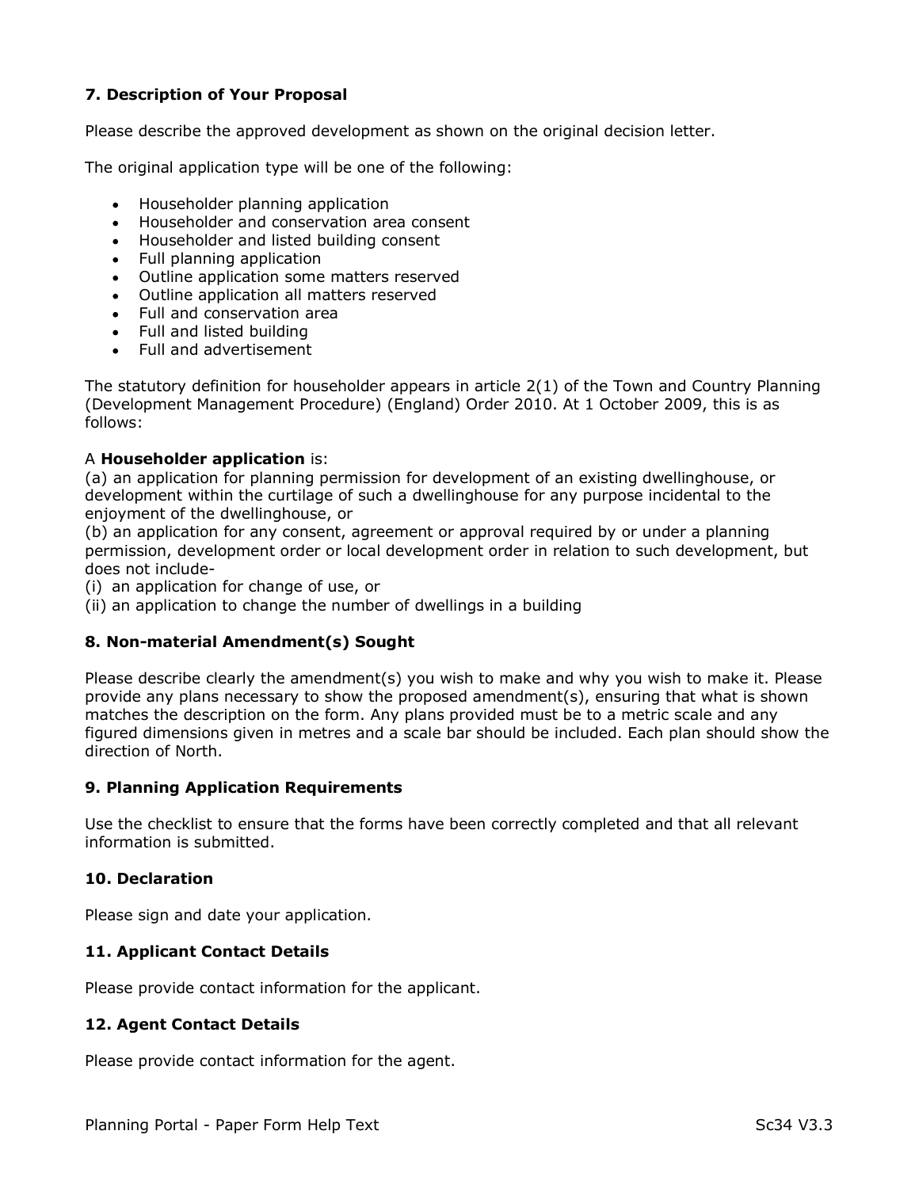### 7. Description of Your Proposal

Please describe the approved development as shown on the original decision letter.

The original application type will be one of the following:

- Householder planning application
- Householder and conservation area consent
- Householder and listed building consent
- Full planning application
- Outline application some matters reserved
- Outline application all matters reserved
- Full and conservation area
- Full and listed building
- Full and advertisement

The statutory definition for householder appears in article 2(1) of the Town and Country Planning (Development Management Procedure) (England) Order 2010. At 1 October 2009, this is as follows:

A **Householder application** is:
(a) an application for planning permission for development of an existing dwellinghouse, or development within the curtilage of such a dwellinghouse for any purpose incidental to the enjoyment of the dwellinghouse, or
(b) an application for any consent, agreement or approval required by or under a planning permission, development order or local development order in relation to such development, but does not include-
(i) an application for change of use, or
(ii) an application to change the number of dwellings in a building

### 8. Non-material Amendment(s) Sought

Please describe clearly the amendment(s) you wish to make and why you wish to make it. Please provide any plans necessary to show the proposed amendment(s), ensuring that what is shown matches the description on the form. Any plans provided must be to a metric scale and any figured dimensions given in metres and a scale bar should be included. Each plan should show the direction of North.

### 9. Planning Application Requirements

Use the checklist to ensure that the forms have been correctly completed and that all relevant information is submitted.

### 10. Declaration

Please sign and date your application.

### 11. Applicant Contact Details

Please provide contact information for the applicant.

### 12. Agent Contact Details

Please provide contact information for the agent.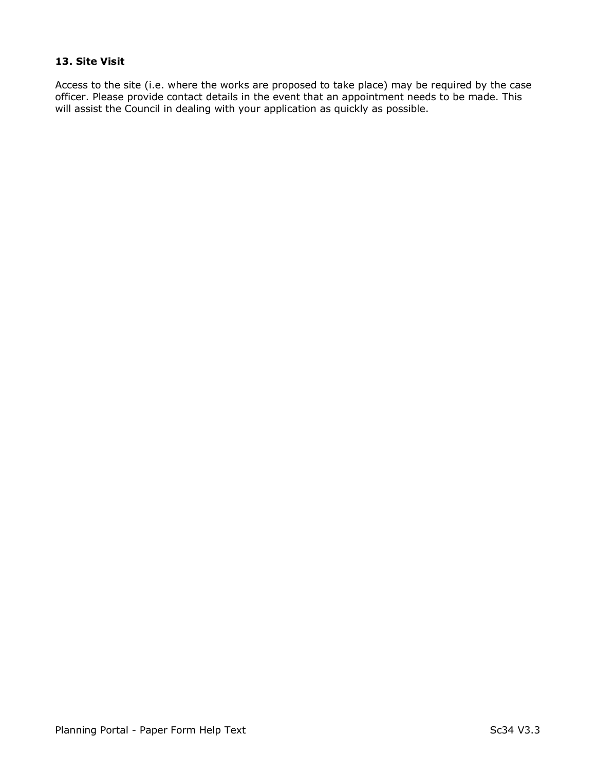### 13. Site Visit

Access to the site (i.e. where the works are proposed to take place) may be required by the case officer. Please provide contact details in the event that an appointment needs to be made. This will assist the Council in dealing with your application as quickly as possible.